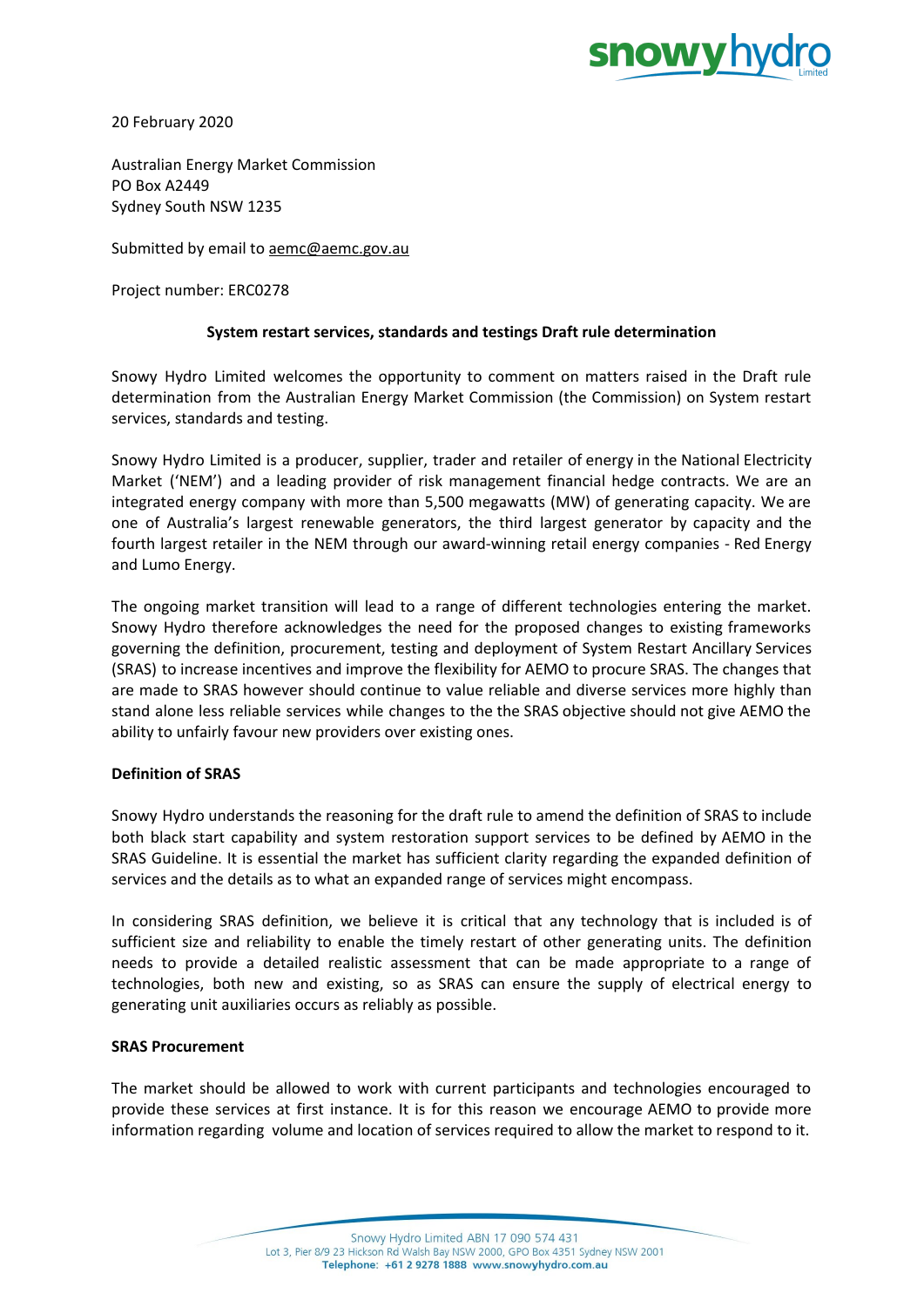20 February 2020

Australian Energy Market Commission
PO Box A2449
Sydney South NSW 1235

Submitted by email to aemc@aemc.gov.au

Project number: ERC0278

**System restart services, standards and testings Draft rule determination**

Snowy Hydro Limited welcomes the opportunity to comment on matters raised in the Draft rule determination from the Australian Energy Market Commission (the Commission) on System restart services, standards and testing.

Snowy Hydro Limited is a producer, supplier, trader and retailer of energy in the National Electricity Market ('NEM') and a leading provider of risk management financial hedge contracts. We are an integrated energy company with more than 5,500 megawatts (MW) of generating capacity. We are one of Australia's largest renewable generators, the third largest generator by capacity and the fourth largest retailer in the NEM through our award-winning retail energy companies - Red Energy and Lumo Energy.

The ongoing market transition will lead to a range of different technologies entering the market. Snowy Hydro therefore acknowledges the need for the proposed changes to existing frameworks governing the definition, procurement, testing and deployment of System Restart Ancillary Services (SRAS) to increase incentives and improve the flexibility for AEMO to procure SRAS. The changes that are made to SRAS however should continue to value reliable and diverse services more highly than stand alone less reliable services while changes to the the SRAS objective should not give AEMO the ability to unfairly favour new providers over existing ones.

**Definition of SRAS**

Snowy Hydro understands the reasoning for the draft rule to amend the definition of SRAS to include both black start capability and system restoration support services to be defined by AEMO in the SRAS Guideline. It is essential the market has sufficient clarity regarding the expanded definition of services and the details as to what an expanded range of services might encompass.

In considering SRAS definition, we believe it is critical that any technology that is included is of sufficient size and reliability to enable the timely restart of other generating units. The definition needs to provide a detailed realistic assessment that can be made appropriate to a range of technologies, both new and existing, so as SRAS can ensure the supply of electrical energy to generating unit auxiliaries occurs as reliably as possible.

**SRAS Procurement**

The market should be allowed to work with current participants and technologies encouraged to provide these services at first instance. It is for this reason we encourage AEMO to provide more information regarding volume and location of services required to allow the market to respond to it.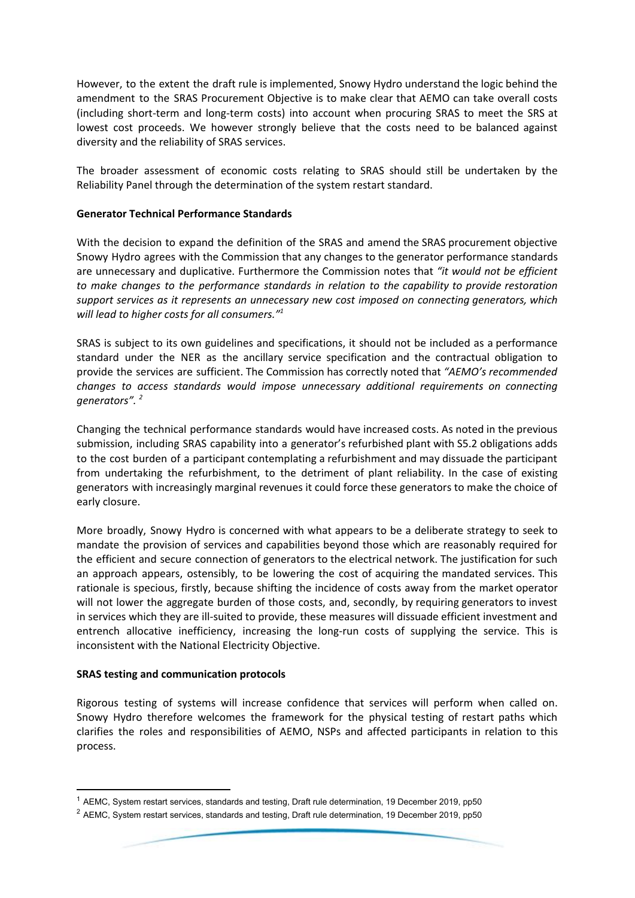However, to the extent the draft rule is implemented, Snowy Hydro understand the logic behind the amendment to the SRAS Procurement Objective is to make clear that AEMO can take overall costs (including short-term and long-term costs) into account when procuring SRAS to meet the SRS at lowest cost proceeds. We however strongly believe that the costs need to be balanced against diversity and the reliability of SRAS services.

The broader assessment of economic costs relating to SRAS should still be undertaken by the Reliability Panel through the determination of the system restart standard.

**Generator Technical Performance Standards**

With the decision to expand the definition of the SRAS and amend the SRAS procurement objective Snowy Hydro agrees with the Commission that any changes to the generator performance standards are unnecessary and duplicative. Furthermore the Commission notes that *"it would not be efficient to make changes to the performance standards in relation to the capability to provide restoration support services as it represents an unnecessary new cost imposed on connecting generators, which will lead to higher costs for all consumers."*[1]

SRAS is subject to its own guidelines and specifications, it should not be included as a performance standard under the NER as the ancillary service specification and the contractual obligation to provide the services are sufficient. The Commission has correctly noted that *"AEMO's recommended changes to access standards would impose unnecessary additional requirements on connecting generators".* [2]

Changing the technical performance standards would have increased costs. As noted in the previous submission, including SRAS capability into a generator's refurbished plant with S5.2 obligations adds to the cost burden of a participant contemplating a refurbishment and may dissuade the participant from undertaking the refurbishment, to the detriment of plant reliability. In the case of existing generators with increasingly marginal revenues it could force these generators to make the choice of early closure.

More broadly, Snowy Hydro is concerned with what appears to be a deliberate strategy to seek to mandate the provision of services and capabilities beyond those which are reasonably required for the efficient and secure connection of generators to the electrical network. The justification for such an approach appears, ostensibly, to be lowering the cost of acquiring the mandated services. This rationale is specious, firstly, because shifting the incidence of costs away from the market operator will not lower the aggregate burden of those costs, and, secondly, by requiring generators to invest in services which they are ill-suited to provide, these measures will dissuade efficient investment and entrench allocative inefficiency, increasing the long-run costs of supplying the service. This is inconsistent with the National Electricity Objective.

**SRAS testing and communication protocols**

Rigorous testing of systems will increase confidence that services will perform when called on. Snowy Hydro therefore welcomes the framework for the physical testing of restart paths which clarifies the roles and responsibilities of AEMO, NSPs and affected participants in relation to this process.

---

[1] AEMC, System restart services, standards and testing, Draft rule determination, 19 December 2019, pp50

[2] AEMC, System restart services, standards and testing, Draft rule determination, 19 December 2019, pp50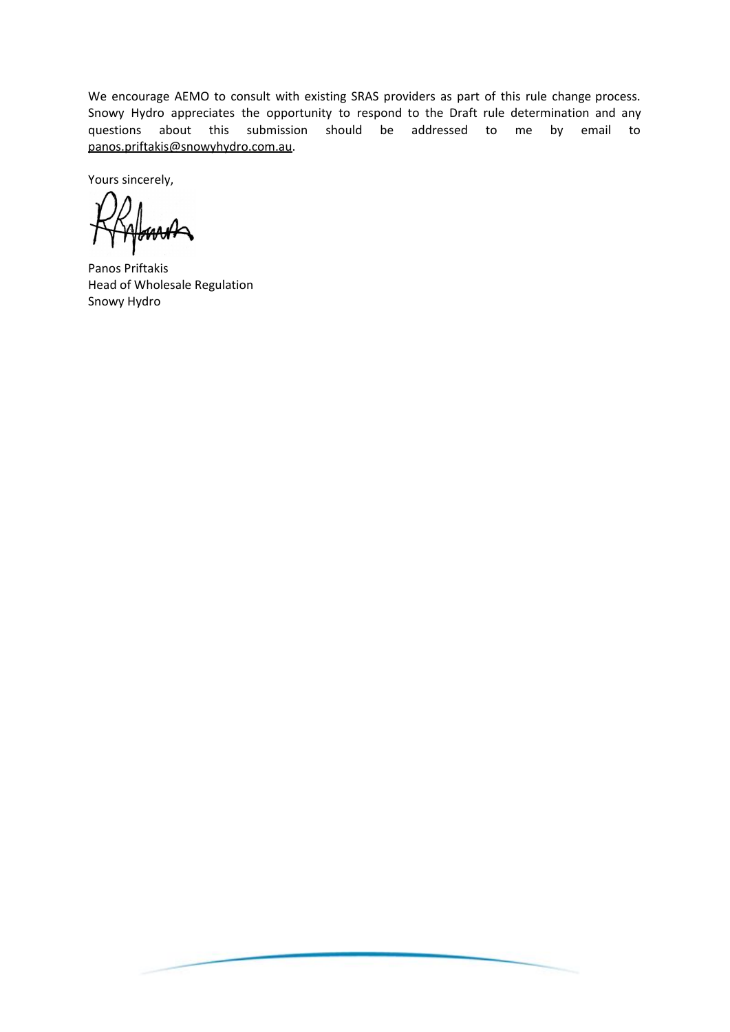We encourage AEMO to consult with existing SRAS providers as part of this rule change process. Snowy Hydro appreciates the opportunity to respond to the Draft rule determination and any questions about this submission should be addressed to me by email to panos.priftakis@snowyhydro.com.au.

Yours sincerely,

Panos Priftakis
Head of Wholesale Regulation
Snowy Hydro